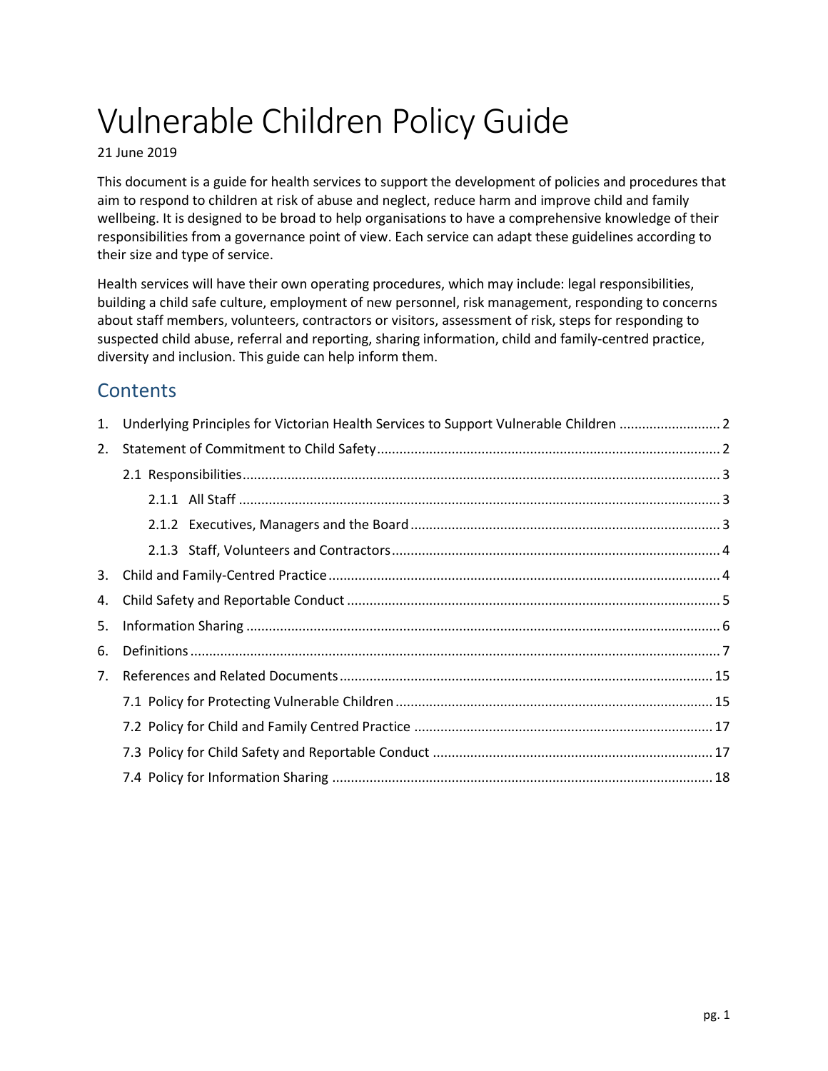# Vulnerable Children Policy Guide

21 June 2019

This document is a guide for health services to support the development of policies and procedures that aim to respond to children at risk of abuse and neglect, reduce harm and improve child and family wellbeing. It is designed to be broad to help organisations to have a comprehensive knowledge of their responsibilities from a governance point of view. Each service can adapt these guidelines according to their size and type of service.

Health services will have their own operating procedures, which may include: legal responsibilities, building a child safe culture, employment of new personnel, risk management, responding to concerns about staff members, volunteers, contractors or visitors, assessment of risk, steps for responding to suspected child abuse, referral and reporting, sharing information, child and family-centred practice, diversity and inclusion. This guide can help inform them.

## Contents

1. Underlying Principles for Victorian Health Services to Support Vulnerable Children ........................... 2
2. Statement of Commitment to Child Safety ........................................................................................... 2
   - 2.1 Responsibilities ................................................................................................................................. 3
     - 2.1.1 All Staff .................................................................................................................................. 3
     - 2.1.2 Executives, Managers and the Board .................................................................................... 3
     - 2.1.3 Staff, Volunteers and Contractors ......................................................................................... 4
3. Child and Family-Centred Practice ........................................................................................................ 4
4. Child Safety and Reportable Conduct ................................................................................................... 5
5. Information Sharing .............................................................................................................................. 6
6. Definitions ............................................................................................................................................. 7
7. References and Related Documents .................................................................................................... 15
   - 7.1 Policy for Protecting Vulnerable Children .................................................................................... 15
   - 7.2 Policy for Child and Family Centred Practice ................................................................................ 17
   - 7.3 Policy for Child Safety and Reportable Conduct ........................................................................... 17
   - 7.4 Policy for Information Sharing ...................................................................................................... 18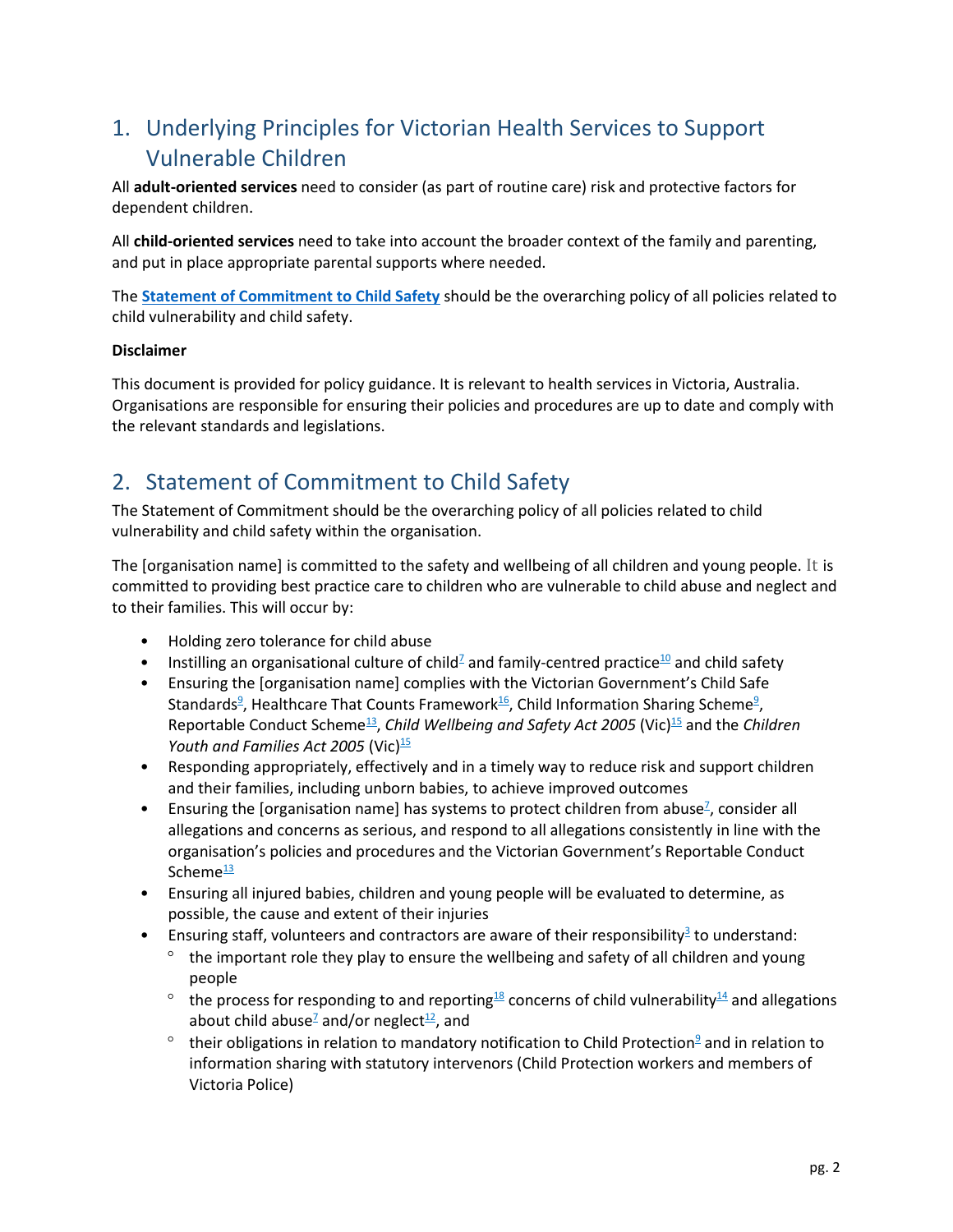## 1. Underlying Principles for Victorian Health Services to Support Vulnerable Children

All **adult-oriented services** need to consider (as part of routine care) risk and protective factors for dependent children.

All **child-oriented services** need to take into account the broader context of the family and parenting, and put in place appropriate parental supports where needed.

The **Statement of Commitment to Child Safety** should be the overarching policy of all policies related to child vulnerability and child safety.

**Disclaimer**

This document is provided for policy guidance. It is relevant to health services in Victoria, Australia. Organisations are responsible for ensuring their policies and procedures are up to date and comply with the relevant standards and legislations.

## 2. Statement of Commitment to Child Safety

The Statement of Commitment should be the overarching policy of all policies related to child vulnerability and child safety within the organisation.

The [organisation name] is committed to the safety and wellbeing of all children and young people. It is committed to providing best practice care to children who are vulnerable to child abuse and neglect and to their families. This will occur by:

- Holding zero tolerance for child abuse
- Instilling an organisational culture of child[7] and family-centred practice[10] and child safety
- Ensuring the [organisation name] complies with the Victorian Government's Child Safe Standards[9], Healthcare That Counts Framework[16], Child Information Sharing Scheme[9], Reportable Conduct Scheme[13], *Child Wellbeing and Safety Act 2005* (Vic)[15] and the *Children Youth and Families Act 2005* (Vic)[15]
- Responding appropriately, effectively and in a timely way to reduce risk and support children and their families, including unborn babies, to achieve improved outcomes
- Ensuring the [organisation name] has systems to protect children from abuse[7], consider all allegations and concerns as serious, and respond to all allegations consistently in line with the organisation's policies and procedures and the Victorian Government's Reportable Conduct Scheme[13]
- Ensuring all injured babies, children and young people will be evaluated to determine, as possible, the cause and extent of their injuries
- Ensuring staff, volunteers and contractors are aware of their responsibility[3] to understand:
  - the important role they play to ensure the wellbeing and safety of all children and young people
  - the process for responding to and reporting[18] concerns of child vulnerability[14] and allegations about child abuse[7] and/or neglect[12], and
  - their obligations in relation to mandatory notification to Child Protection[9] and in relation to information sharing with statutory intervenors (Child Protection workers and members of Victoria Police)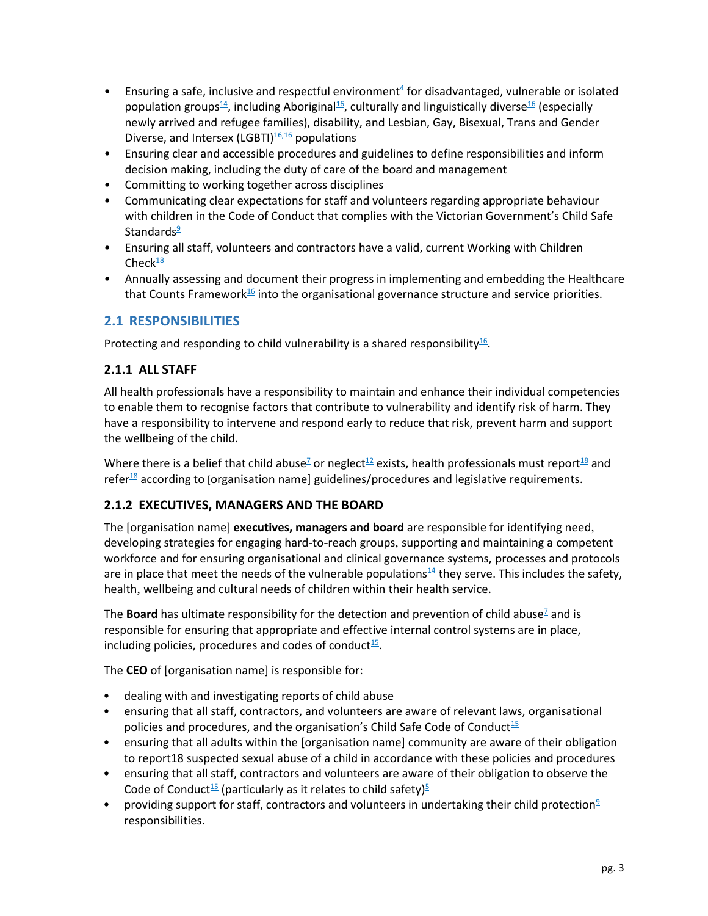- Ensuring a safe, inclusive and respectful environment[4] for disadvantaged, vulnerable or isolated population groups[14], including Aboriginal[16], culturally and linguistically diverse[16] (especially newly arrived and refugee families), disability, and Lesbian, Gay, Bisexual, Trans and Gender Diverse, and Intersex (LGBTI)[16,16] populations
- Ensuring clear and accessible procedures and guidelines to define responsibilities and inform decision making, including the duty of care of the board and management
- Committing to working together across disciplines
- Communicating clear expectations for staff and volunteers regarding appropriate behaviour with children in the Code of Conduct that complies with the Victorian Government's Child Safe Standards[9]
- Ensuring all staff, volunteers and contractors have a valid, current Working with Children Check[18]
- Annually assessing and document their progress in implementing and embedding the Healthcare that Counts Framework[16] into the organisational governance structure and service priorities.

## 2.1 RESPONSIBILITIES

Protecting and responding to child vulnerability is a shared responsibility[16].

### 2.1.1 ALL STAFF

All health professionals have a responsibility to maintain and enhance their individual competencies to enable them to recognise factors that contribute to vulnerability and identify risk of harm. They have a responsibility to intervene and respond early to reduce that risk, prevent harm and support the wellbeing of the child.

Where there is a belief that child abuse[7] or neglect[12] exists, health professionals must report[18] and refer[18] according to [organisation name] guidelines/procedures and legislative requirements.

### 2.1.2 EXECUTIVES, MANAGERS AND THE BOARD

The [organisation name] **executives, managers and board** are responsible for identifying need, developing strategies for engaging hard-to-reach groups, supporting and maintaining a competent workforce and for ensuring organisational and clinical governance systems, processes and protocols are in place that meet the needs of the vulnerable populations[14] they serve. This includes the safety, health, wellbeing and cultural needs of children within their health service.

The **Board** has ultimate responsibility for the detection and prevention of child abuse[7] and is responsible for ensuring that appropriate and effective internal control systems are in place, including policies, procedures and codes of conduct[15].

The **CEO** of [organisation name] is responsible for:

- dealing with and investigating reports of child abuse
- ensuring that all staff, contractors, and volunteers are aware of relevant laws, organisational policies and procedures, and the organisation's Child Safe Code of Conduct[15]
- ensuring that all adults within the [organisation name] community are aware of their obligation to report18 suspected sexual abuse of a child in accordance with these policies and procedures
- ensuring that all staff, contractors and volunteers are aware of their obligation to observe the Code of Conduct[15] (particularly as it relates to child safety)[5]
- providing support for staff, contractors and volunteers in undertaking their child protection[9] responsibilities.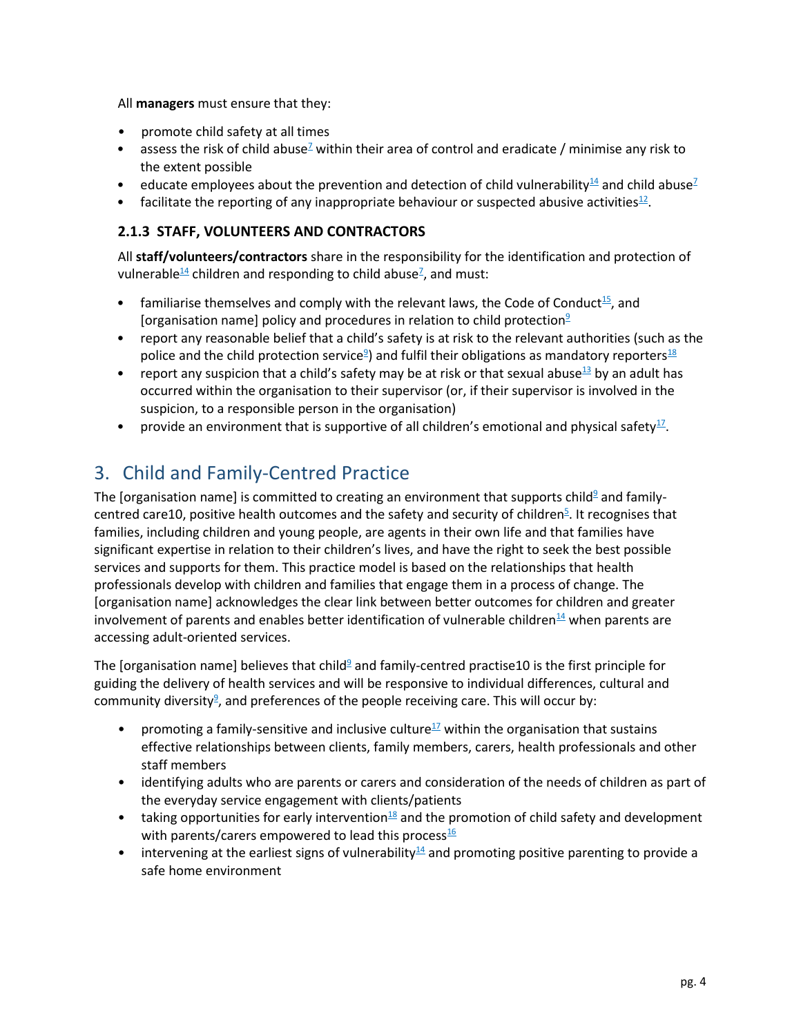All **managers** must ensure that they:

- promote child safety at all times
- assess the risk of child abuse[7] within their area of control and eradicate / minimise any risk to the extent possible
- educate employees about the prevention and detection of child vulnerability[14] and child abuse[7]
- facilitate the reporting of any inappropriate behaviour or suspected abusive activities[12].

### 2.1.3 STAFF, VOLUNTEERS AND CONTRACTORS

All **staff/volunteers/contractors** share in the responsibility for the identification and protection of vulnerable[14] children and responding to child abuse[7], and must:

- familiarise themselves and comply with the relevant laws, the Code of Conduct[15], and [organisation name] policy and procedures in relation to child protection[9]
- report any reasonable belief that a child's safety is at risk to the relevant authorities (such as the police and the child protection service[9]) and fulfil their obligations as mandatory reporters[18]
- report any suspicion that a child's safety may be at risk or that sexual abuse[13] by an adult has occurred within the organisation to their supervisor (or, if their supervisor is involved in the suspicion, to a responsible person in the organisation)
- provide an environment that is supportive of all children's emotional and physical safety[17].

## 3. Child and Family-Centred Practice

The [organisation name] is committed to creating an environment that supports child[9] and family-centred care10, positive health outcomes and the safety and security of children[5]. It recognises that families, including children and young people, are agents in their own life and that families have significant expertise in relation to their children's lives, and have the right to seek the best possible services and supports for them. This practice model is based on the relationships that health professionals develop with children and families that engage them in a process of change. The [organisation name] acknowledges the clear link between better outcomes for children and greater involvement of parents and enables better identification of vulnerable children[14] when parents are accessing adult-oriented services.

The [organisation name] believes that child[9] and family-centred practise10 is the first principle for guiding the delivery of health services and will be responsive to individual differences, cultural and community diversity[9], and preferences of the people receiving care. This will occur by:

- promoting a family-sensitive and inclusive culture[17] within the organisation that sustains effective relationships between clients, family members, carers, health professionals and other staff members
- identifying adults who are parents or carers and consideration of the needs of children as part of the everyday service engagement with clients/patients
- taking opportunities for early intervention[18] and the promotion of child safety and development with parents/carers empowered to lead this process[16]
- intervening at the earliest signs of vulnerability[14] and promoting positive parenting to provide a safe home environment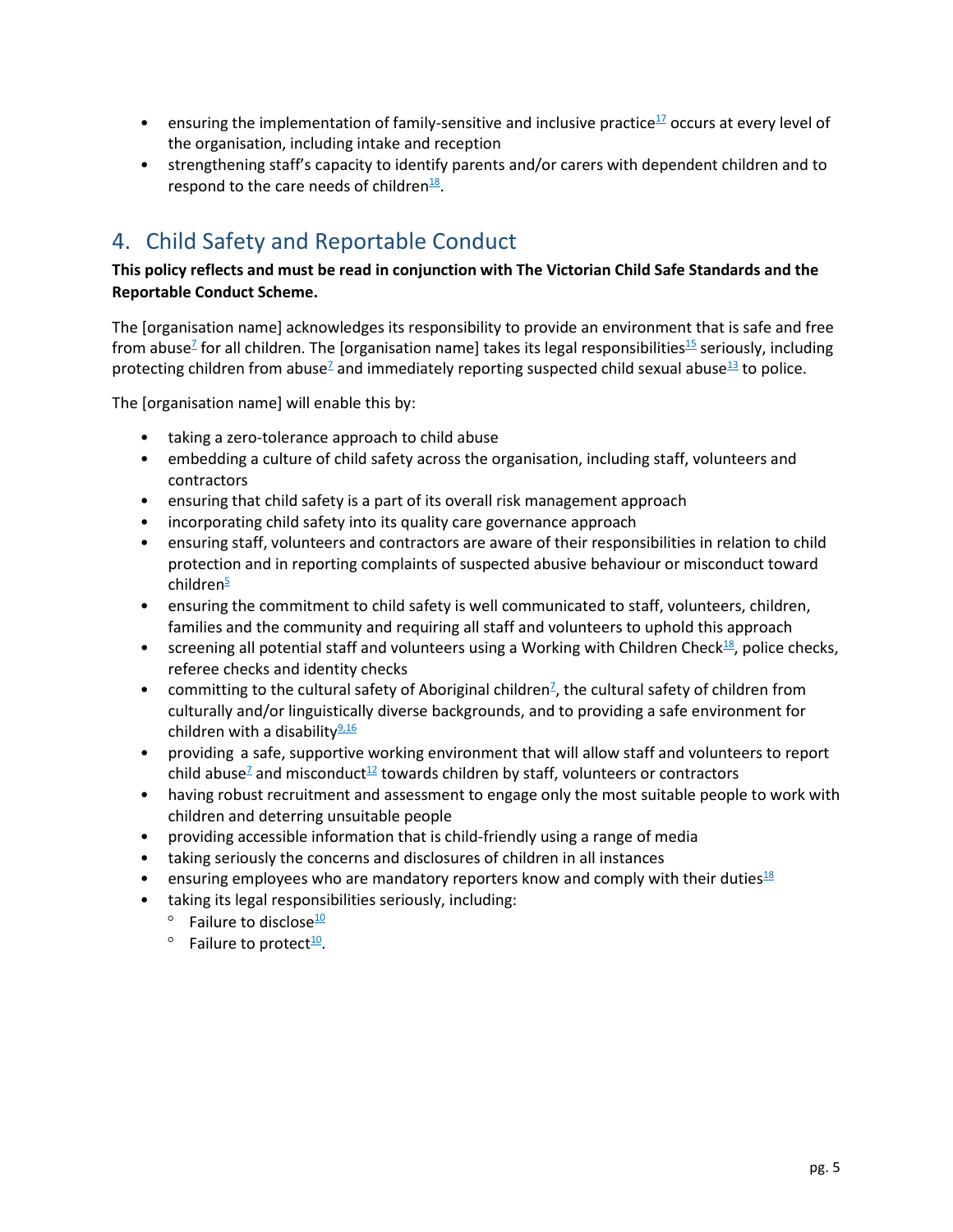- ensuring the implementation of family-sensitive and inclusive practice[17] occurs at every level of the organisation, including intake and reception
- strengthening staff's capacity to identify parents and/or carers with dependent children and to respond to the care needs of children[18].

## 4. Child Safety and Reportable Conduct

**This policy reflects and must be read in conjunction with The Victorian Child Safe Standards and the Reportable Conduct Scheme.**

The [organisation name] acknowledges its responsibility to provide an environment that is safe and free from abuse[7] for all children. The [organisation name] takes its legal responsibilities[15] seriously, including protecting children from abuse[7] and immediately reporting suspected child sexual abuse[13] to police.

The [organisation name] will enable this by:

- taking a zero-tolerance approach to child abuse
- embedding a culture of child safety across the organisation, including staff, volunteers and contractors
- ensuring that child safety is a part of its overall risk management approach
- incorporating child safety into its quality care governance approach
- ensuring staff, volunteers and contractors are aware of their responsibilities in relation to child protection and in reporting complaints of suspected abusive behaviour or misconduct toward children[5]
- ensuring the commitment to child safety is well communicated to staff, volunteers, children, families and the community and requiring all staff and volunteers to uphold this approach
- screening all potential staff and volunteers using a Working with Children Check[18], police checks, referee checks and identity checks
- committing to the cultural safety of Aboriginal children[7], the cultural safety of children from culturally and/or linguistically diverse backgrounds, and to providing a safe environment for children with a disability[9,16]
- providing a safe, supportive working environment that will allow staff and volunteers to report child abuse[7] and misconduct[12] towards children by staff, volunteers or contractors
- having robust recruitment and assessment to engage only the most suitable people to work with children and deterring unsuitable people
- providing accessible information that is child-friendly using a range of media
- taking seriously the concerns and disclosures of children in all instances
- ensuring employees who are mandatory reporters know and comply with their duties[18]
- taking its legal responsibilities seriously, including:
  - Failure to disclose[10]
  - Failure to protect[10].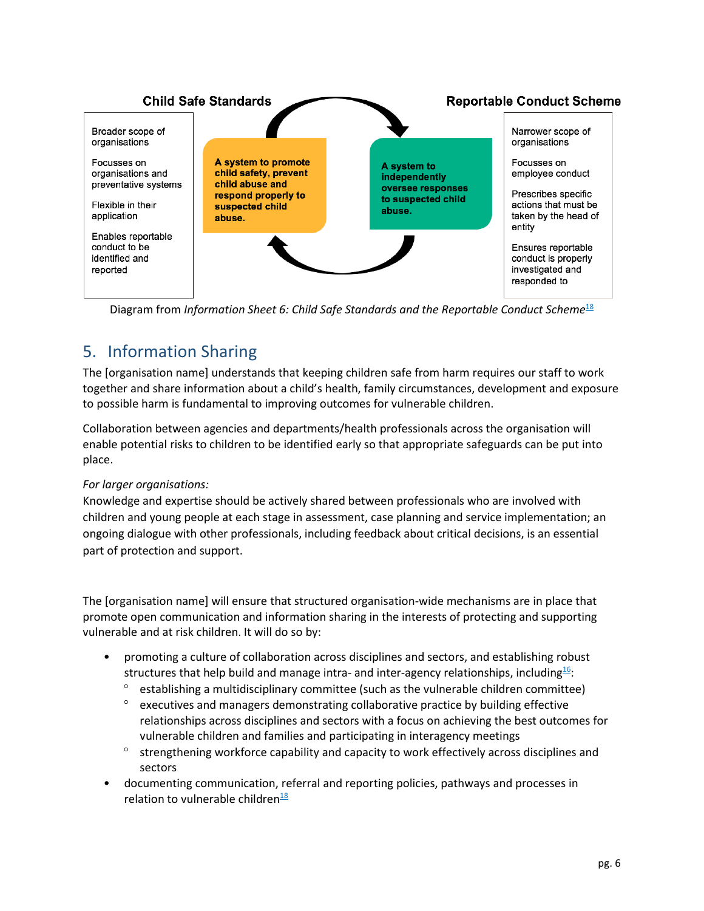Child Safe Standards

Broader scope of organisations

Focusses on organisations and preventative systems

Flexible in their application

Enables reportable conduct to be identified and reported

A system to promote child safety, prevent child abuse and respond properly to suspected child abuse.

Reportable Conduct Scheme

A system to independently oversee responses to suspected child abuse.

Narrower scope of organisations

Focusses on employee conduct

Prescribes specific actions that must be taken by the head of entity

Ensures reportable conduct is properly investigated and responded to

Diagram from *Information Sheet 6: Child Safe Standards and the Reportable Conduct Scheme*[18]

## 5. Information Sharing

The [organisation name] understands that keeping children safe from harm requires our staff to work together and share information about a child's health, family circumstances, development and exposure to possible harm is fundamental to improving outcomes for vulnerable children.

Collaboration between agencies and departments/health professionals across the organisation will enable potential risks to children to be identified early so that appropriate safeguards can be put into place.

*For larger organisations:*
Knowledge and expertise should be actively shared between professionals who are involved with children and young people at each stage in assessment, case planning and service implementation; an ongoing dialogue with other professionals, including feedback about critical decisions, is an essential part of protection and support.

The [organisation name] will ensure that structured organisation-wide mechanisms are in place that promote open communication and information sharing in the interests of protecting and supporting vulnerable and at risk children. It will do so by:

- promoting a culture of collaboration across disciplines and sectors, and establishing robust structures that help build and manage intra- and inter-agency relationships, including[16]:
  - establishing a multidisciplinary committee (such as the vulnerable children committee)
  - executives and managers demonstrating collaborative practice by building effective relationships across disciplines and sectors with a focus on achieving the best outcomes for vulnerable children and families and participating in interagency meetings
  - strengthening workforce capability and capacity to work effectively across disciplines and sectors
- documenting communication, referral and reporting policies, pathways and processes in relation to vulnerable children[18]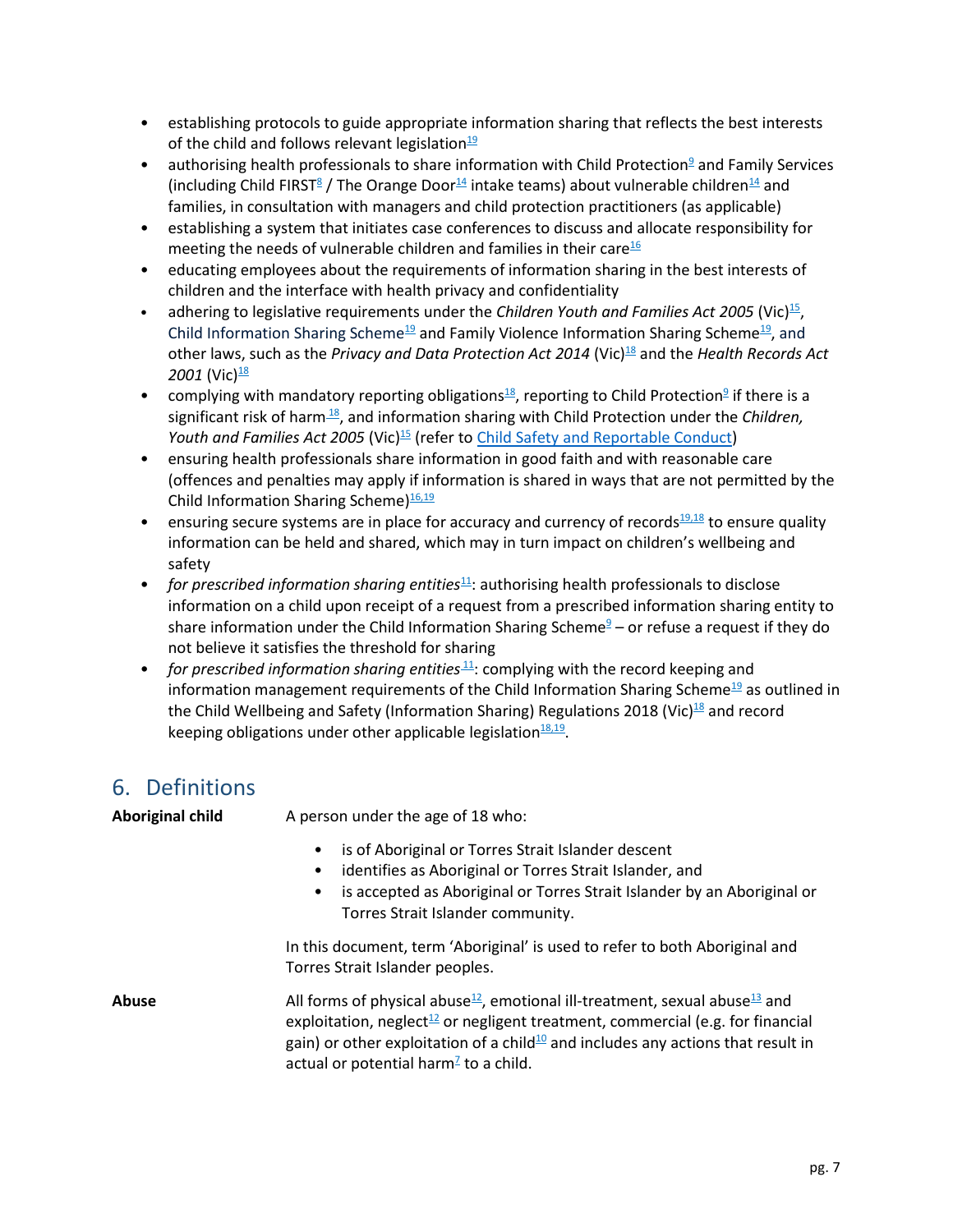- establishing protocols to guide appropriate information sharing that reflects the best interests of the child and follows relevant legislation[19]
- authorising health professionals to share information with Child Protection[9] and Family Services (including Child FIRST[8] / The Orange Door[14] intake teams) about vulnerable children[14] and families, in consultation with managers and child protection practitioners (as applicable)
- establishing a system that initiates case conferences to discuss and allocate responsibility for meeting the needs of vulnerable children and families in their care[16]
- educating employees about the requirements of information sharing in the best interests of children and the interface with health privacy and confidentiality
- adhering to legislative requirements under the *Children Youth and Families Act 2005* (Vic)[15], Child Information Sharing Scheme[19] and Family Violence Information Sharing Scheme[19], and other laws, such as the *Privacy and Data Protection Act 2014* (Vic)[18] and the *Health Records Act 2001* (Vic)[18]
- complying with mandatory reporting obligations[18], reporting to Child Protection[9] if there is a significant risk of harm[18], and information sharing with Child Protection under the *Children, Youth and Families Act 2005* (Vic)[15] (refer to Child Safety and Reportable Conduct)
- ensuring health professionals share information in good faith and with reasonable care (offences and penalties may apply if information is shared in ways that are not permitted by the Child Information Sharing Scheme)[16,19]
- ensuring secure systems are in place for accuracy and currency of records[19,18] to ensure quality information can be held and shared, which may in turn impact on children's wellbeing and safety
- *for prescribed information sharing entities*[11]: authorising health professionals to disclose information on a child upon receipt of a request from a prescribed information sharing entity to share information under the Child Information Sharing Scheme[9] – or refuse a request if they do not believe it satisfies the threshold for sharing
- *for prescribed information sharing entities*[11]: complying with the record keeping and information management requirements of the Child Information Sharing Scheme[19] as outlined in the Child Wellbeing and Safety (Information Sharing) Regulations 2018 (Vic)[18] and record keeping obligations under other applicable legislation[18,19].

## 6. Definitions

**Aboriginal child**

A person under the age of 18 who:

- is of Aboriginal or Torres Strait Islander descent
- identifies as Aboriginal or Torres Strait Islander, and
- is accepted as Aboriginal or Torres Strait Islander by an Aboriginal or Torres Strait Islander community.

In this document, term 'Aboriginal' is used to refer to both Aboriginal and Torres Strait Islander peoples.

**Abuse**

All forms of physical abuse[12], emotional ill-treatment, sexual abuse[13] and exploitation, neglect[12] or negligent treatment, commercial (e.g. for financial gain) or other exploitation of a child[10] and includes any actions that result in actual or potential harm[7] to a child.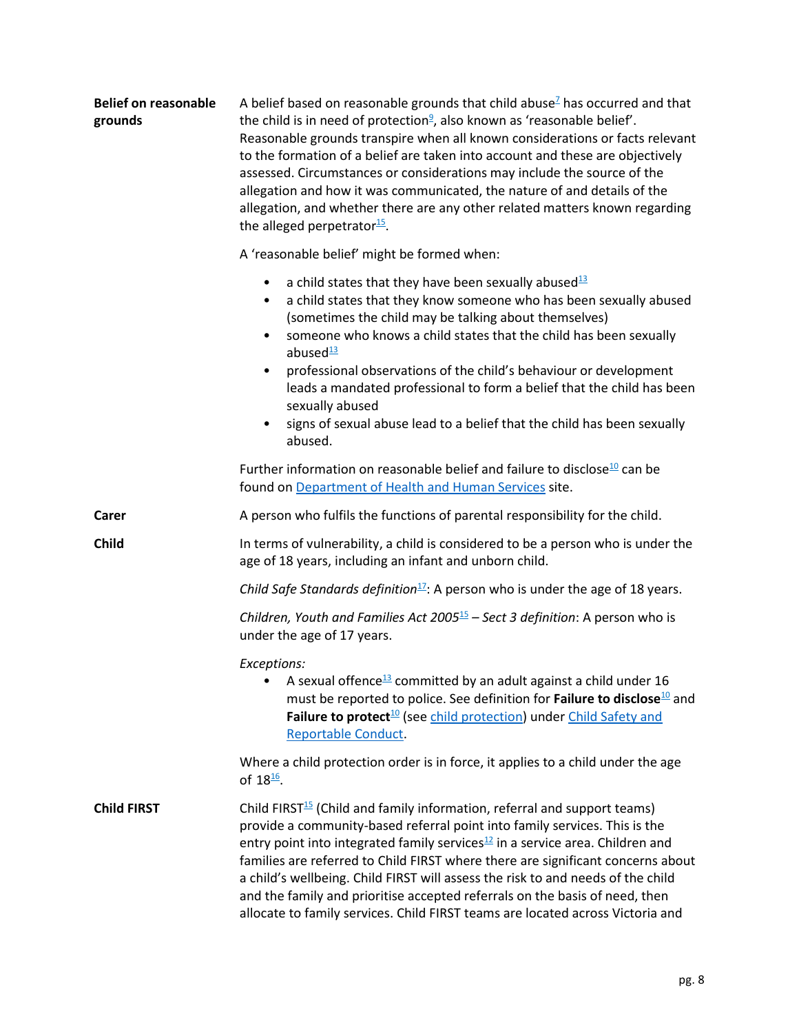| | |
|---|---|
| **Belief on reasonable grounds** | A belief based on reasonable grounds that child abuse[7] has occurred and that the child is in need of protection[9], also known as 'reasonable belief'. Reasonable grounds transpire when all known considerations or facts relevant to the formation of a belief are taken into account and these are objectively assessed. Circumstances or considerations may include the source of the allegation and how it was communicated, the nature of and details of the allegation, and whether there are any other related matters known regarding the alleged perpetrator[15].<br><br>A 'reasonable belief' might be formed when:<br>• a child states that they have been sexually abused[13]<br>• a child states that they know someone who has been sexually abused (sometimes the child may be talking about themselves)<br>• someone who knows a child states that the child has been sexually abused[13]<br>• professional observations of the child's behaviour or development leads a mandated professional to form a belief that the child has been sexually abused<br>• signs of sexual abuse lead to a belief that the child has been sexually abused.<br><br>Further information on reasonable belief and failure to disclose[10] can be found on Department of Health and Human Services site. |
| **Carer** | A person who fulfils the functions of parental responsibility for the child. |
| **Child** | In terms of vulnerability, a child is considered to be a person who is under the age of 18 years, including an infant and unborn child.<br><br>*Child Safe Standards definition*[17]: A person who is under the age of 18 years.<br><br>*Children, Youth and Families Act 2005*[15] *– Sect 3 definition*: A person who is under the age of 17 years.<br><br>*Exceptions:*<br>• A sexual offence[13] committed by an adult against a child under 16 must be reported to police. See definition for **Failure to disclose**[10] and **Failure to protect**[10] (see child protection) under Child Safety and Reportable Conduct.<br><br>Where a child protection order is in force, it applies to a child under the age of 18[16]. |
| **Child FIRST** | Child FIRST[15] (Child and family information, referral and support teams) provide a community-based referral point into family services. This is the entry point into integrated family services[12] in a service area. Children and families are referred to Child FIRST where there are significant concerns about a child's wellbeing. Child FIRST will assess the risk to and needs of the child and the family and prioritise accepted referrals on the basis of need, then allocate to family services. Child FIRST teams are located across Victoria and |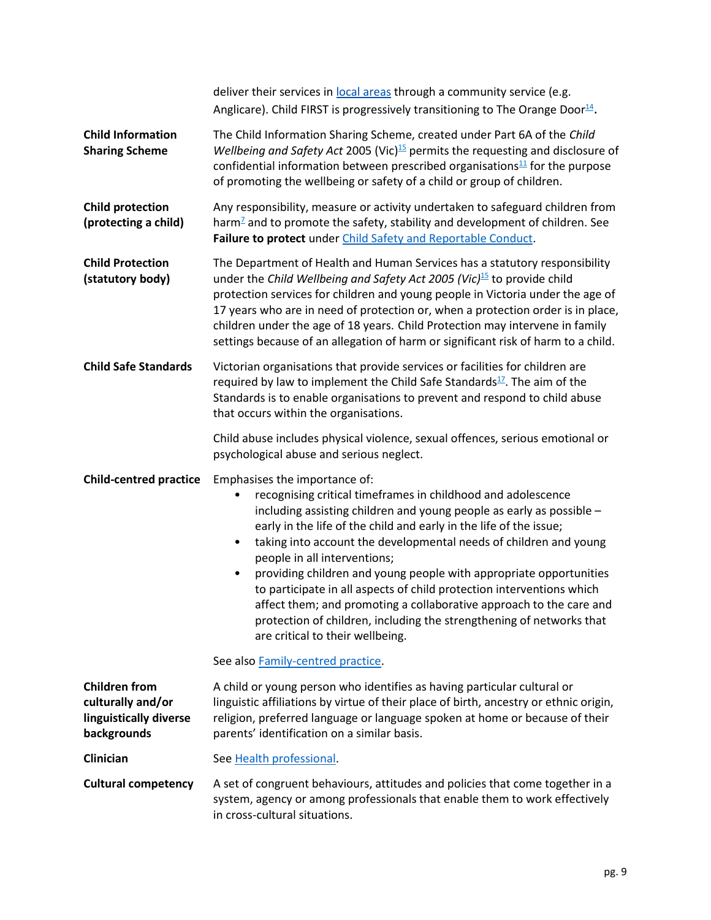| | |
|---|---|
| | deliver their services in local areas through a community service (e.g. Anglicare). Child FIRST is progressively transitioning to The Orange Door[14]. |
| **Child Information Sharing Scheme** | The Child Information Sharing Scheme, created under Part 6A of the *Child Wellbeing and Safety Act* 2005 (Vic)[15] permits the requesting and disclosure of confidential information between prescribed organisations[11] for the purpose of promoting the wellbeing or safety of a child or group of children. |
| **Child protection (protecting a child)** | Any responsibility, measure or activity undertaken to safeguard children from harm[7] and to promote the safety, stability and development of children. See **Failure to protect** under Child Safety and Reportable Conduct. |
| **Child Protection (statutory body)** | The Department of Health and Human Services has a statutory responsibility under the *Child Wellbeing and Safety Act 2005 (Vic)*[15] to provide child protection services for children and young people in Victoria under the age of 17 years who are in need of protection or, when a protection order is in place, children under the age of 18 years. Child Protection may intervene in family settings because of an allegation of harm or significant risk of harm to a child. |
| **Child Safe Standards** | Victorian organisations that provide services or facilities for children are required by law to implement the Child Safe Standards[17]. The aim of the Standards is to enable organisations to prevent and respond to child abuse that occurs within the organisations.<br><br>Child abuse includes physical violence, sexual offences, serious emotional or psychological abuse and serious neglect. |
| **Child-centred practice** | Emphasises the importance of:<br>• recognising critical timeframes in childhood and adolescence including assisting children and young people as early as possible – early in the life of the child and early in the life of the issue;<br>• taking into account the developmental needs of children and young people in all interventions;<br>• providing children and young people with appropriate opportunities to participate in all aspects of child protection interventions which affect them; and promoting a collaborative approach to the care and protection of children, including the strengthening of networks that are critical to their wellbeing.<br><br>See also Family-centred practice. |
| **Children from culturally and/or linguistically diverse backgrounds** | A child or young person who identifies as having particular cultural or linguistic affiliations by virtue of their place of birth, ancestry or ethnic origin, religion, preferred language or language spoken at home or because of their parents' identification on a similar basis. |
| **Clinician** | See Health professional. |
| **Cultural competency** | A set of congruent behaviours, attitudes and policies that come together in a system, agency or among professionals that enable them to work effectively in cross-cultural situations. |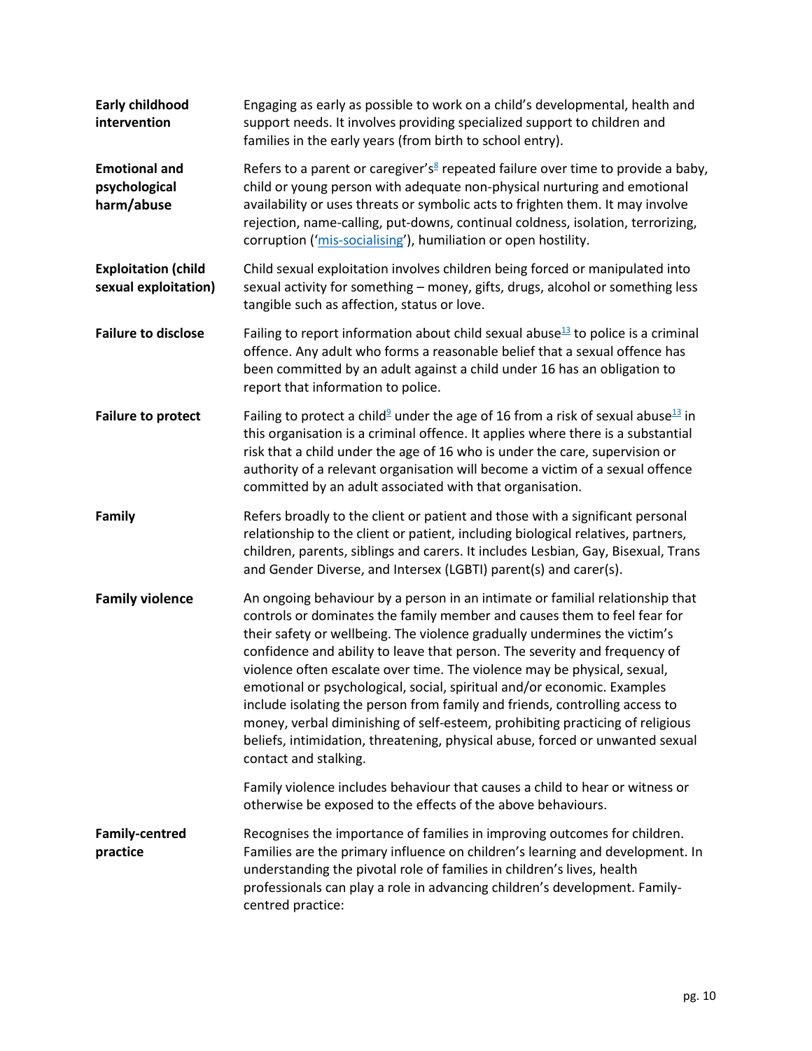| | |
|---|---|
| **Early childhood intervention** | Engaging as early as possible to work on a child's developmental, health and support needs. It involves providing specialized support to children and families in the early years (from birth to school entry). |
| **Emotional and psychological harm/abuse** | Refers to a parent or caregiver's[8] repeated failure over time to provide a baby, child or young person with adequate non-physical nurturing and emotional availability or uses threats or symbolic acts to frighten them. It may involve rejection, name-calling, put-downs, continual coldness, isolation, terrorizing, corruption ('mis-socialising'), humiliation or open hostility. |
| **Exploitation (child sexual exploitation)** | Child sexual exploitation involves children being forced or manipulated into sexual activity for something – money, gifts, drugs, alcohol or something less tangible such as affection, status or love. |
| **Failure to disclose** | Failing to report information about child sexual abuse[13] to police is a criminal offence. Any adult who forms a reasonable belief that a sexual offence has been committed by an adult against a child under 16 has an obligation to report that information to police. |
| **Failure to protect** | Failing to protect a child[9] under the age of 16 from a risk of sexual abuse[13] in this organisation is a criminal offence. It applies where there is a substantial risk that a child under the age of 16 who is under the care, supervision or authority of a relevant organisation will become a victim of a sexual offence committed by an adult associated with that organisation. |
| **Family** | Refers broadly to the client or patient and those with a significant personal relationship to the client or patient, including biological relatives, partners, children, parents, siblings and carers. It includes Lesbian, Gay, Bisexual, Trans and Gender Diverse, and Intersex (LGBTI) parent(s) and carer(s). |
| **Family violence** | An ongoing behaviour by a person in an intimate or familial relationship that controls or dominates the family member and causes them to feel fear for their safety or wellbeing. The violence gradually undermines the victim's confidence and ability to leave that person. The severity and frequency of violence often escalate over time. The violence may be physical, sexual, emotional or psychological, social, spiritual and/or economic. Examples include isolating the person from family and friends, controlling access to money, verbal diminishing of self-esteem, prohibiting practicing of religious beliefs, intimidation, threatening, physical abuse, forced or unwanted sexual contact and stalking.<br><br>Family violence includes behaviour that causes a child to hear or witness or otherwise be exposed to the effects of the above behaviours. |
| **Family-centred practice** | Recognises the importance of families in improving outcomes for children. Families are the primary influence on children's learning and development. In understanding the pivotal role of families in children's lives, health professionals can play a role in advancing children's development. Family-centred practice: |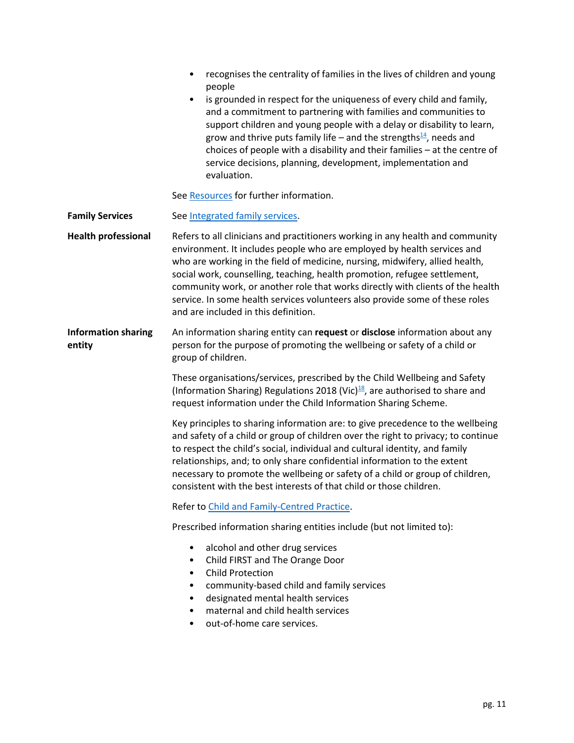- recognises the centrality of families in the lives of children and young people
- is grounded in respect for the uniqueness of every child and family, and a commitment to partnering with families and communities to support children and young people with a delay or disability to learn, grow and thrive puts family life – and the strengths[14], needs and choices of people with a disability and their families – at the centre of service decisions, planning, development, implementation and evaluation.

See Resources for further information.

**Family Services**

See Integrated family services.

**Health professional**

Refers to all clinicians and practitioners working in any health and community environment. It includes people who are employed by health services and who are working in the field of medicine, nursing, midwifery, allied health, social work, counselling, teaching, health promotion, refugee settlement, community work, or another role that works directly with clients of the health service. In some health services volunteers also provide some of these roles and are included in this definition.

**Information sharing entity**

An information sharing entity can **request** or **disclose** information about any person for the purpose of promoting the wellbeing or safety of a child or group of children.

These organisations/services, prescribed by the Child Wellbeing and Safety (Information Sharing) Regulations 2018 (Vic)[18], are authorised to share and request information under the Child Information Sharing Scheme.

Key principles to sharing information are: to give precedence to the wellbeing and safety of a child or group of children over the right to privacy; to continue to respect the child's social, individual and cultural identity, and family relationships, and; to only share confidential information to the extent necessary to promote the wellbeing or safety of a child or group of children, consistent with the best interests of that child or those children.

Refer to Child and Family-Centred Practice.

Prescribed information sharing entities include (but not limited to):

- alcohol and other drug services
- Child FIRST and The Orange Door
- Child Protection
- community-based child and family services
- designated mental health services
- maternal and child health services
- out-of-home care services.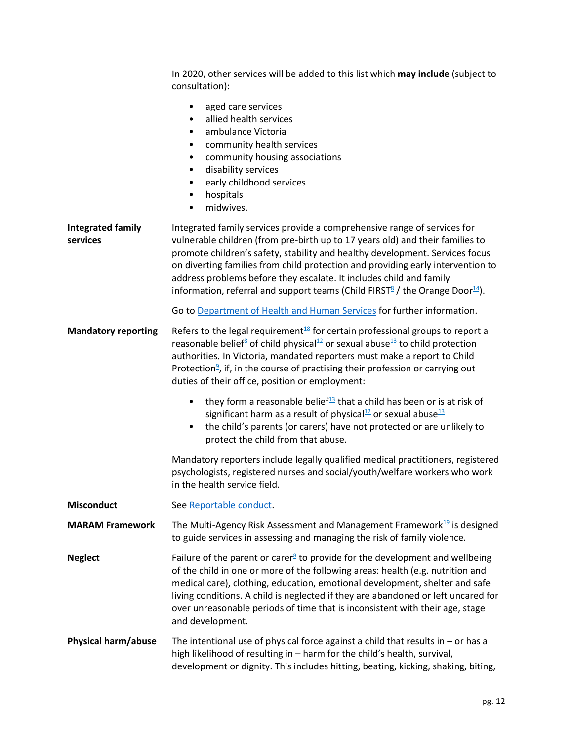In 2020, other services will be added to this list which **may include** (subject to consultation):

- aged care services
- allied health services
- ambulance Victoria
- community health services
- community housing associations
- disability services
- early childhood services
- hospitals
- midwives.

| | |
|---|---|
| **Integrated family services** | Integrated family services provide a comprehensive range of services for vulnerable children (from pre-birth up to 17 years old) and their families to promote children's safety, stability and healthy development. Services focus on diverting families from child protection and providing early intervention to address problems before they escalate. It includes child and family information, referral and support teams (Child FIRST[8] / the Orange Door[14]). Go to Department of Health and Human Services for further information. |
| **Mandatory reporting** | Refers to the legal requirement[18] for certain professional groups to report a reasonable belief[8] of child physical[12] or sexual abuse[13] to child protection authorities. In Victoria, mandated reporters must make a report to Child Protection[9], if, in the course of practising their profession or carrying out duties of their office, position or employment: <br>• they form a reasonable belief[13] that a child has been or is at risk of significant harm as a result of physical[12] or sexual abuse[13] <br>• the child's parents (or carers) have not protected or are unlikely to protect the child from that abuse. <br><br>Mandatory reporters include legally qualified medical practitioners, registered psychologists, registered nurses and social/youth/welfare workers who work in the health service field. |
| **Misconduct** | See Reportable conduct. |
| **MARAM Framework** | The Multi-Agency Risk Assessment and Management Framework[19] is designed to guide services in assessing and managing the risk of family violence. |
| **Neglect** | Failure of the parent or carer[8] to provide for the development and wellbeing of the child in one or more of the following areas: health (e.g. nutrition and medical care), clothing, education, emotional development, shelter and safe living conditions. A child is neglected if they are abandoned or left uncared for over unreasonable periods of time that is inconsistent with their age, stage and development. |
| **Physical harm/abuse** | The intentional use of physical force against a child that results in – or has a high likelihood of resulting in – harm for the child's health, survival, development or dignity. This includes hitting, beating, kicking, shaking, biting, |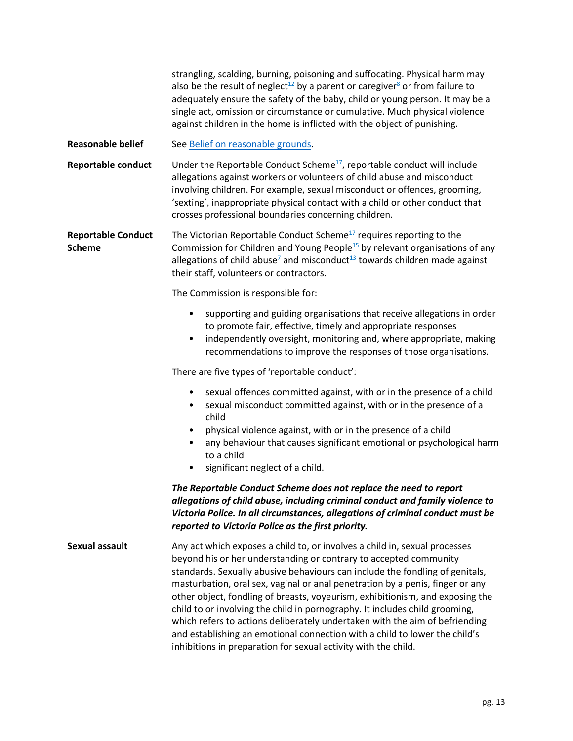strangling, scalding, burning, poisoning and suffocating. Physical harm may also be the result of neglect[12] by a parent or caregiver[8] or from failure to adequately ensure the safety of the baby, child or young person. It may be a single act, omission or circumstance or cumulative. Much physical violence against children in the home is inflicted with the object of punishing.

**Reasonable belief**

See Belief on reasonable grounds.

**Reportable conduct**

Under the Reportable Conduct Scheme[17], reportable conduct will include allegations against workers or volunteers of child abuse and misconduct involving children. For example, sexual misconduct or offences, grooming, 'sexting', inappropriate physical contact with a child or other conduct that crosses professional boundaries concerning children.

**Reportable Conduct Scheme**

The Victorian Reportable Conduct Scheme[17] requires reporting to the Commission for Children and Young People[15] by relevant organisations of any allegations of child abuse[7] and misconduct[13] towards children made against their staff, volunteers or contractors.

The Commission is responsible for:

- supporting and guiding organisations that receive allegations in order to promote fair, effective, timely and appropriate responses
- independently oversight, monitoring and, where appropriate, making recommendations to improve the responses of those organisations.

There are five types of 'reportable conduct':

- sexual offences committed against, with or in the presence of a child
- sexual misconduct committed against, with or in the presence of a child
- physical violence against, with or in the presence of a child
- any behaviour that causes significant emotional or psychological harm to a child
- significant neglect of a child.

***The Reportable Conduct Scheme does not replace the need to report allegations of child abuse, including criminal conduct and family violence to Victoria Police. In all circumstances, allegations of criminal conduct must be reported to Victoria Police as the first priority.***

**Sexual assault**

Any act which exposes a child to, or involves a child in, sexual processes beyond his or her understanding or contrary to accepted community standards. Sexually abusive behaviours can include the fondling of genitals, masturbation, oral sex, vaginal or anal penetration by a penis, finger or any other object, fondling of breasts, voyeurism, exhibitionism, and exposing the child to or involving the child in pornography. It includes child grooming, which refers to actions deliberately undertaken with the aim of befriending and establishing an emotional connection with a child to lower the child's inhibitions in preparation for sexual activity with the child.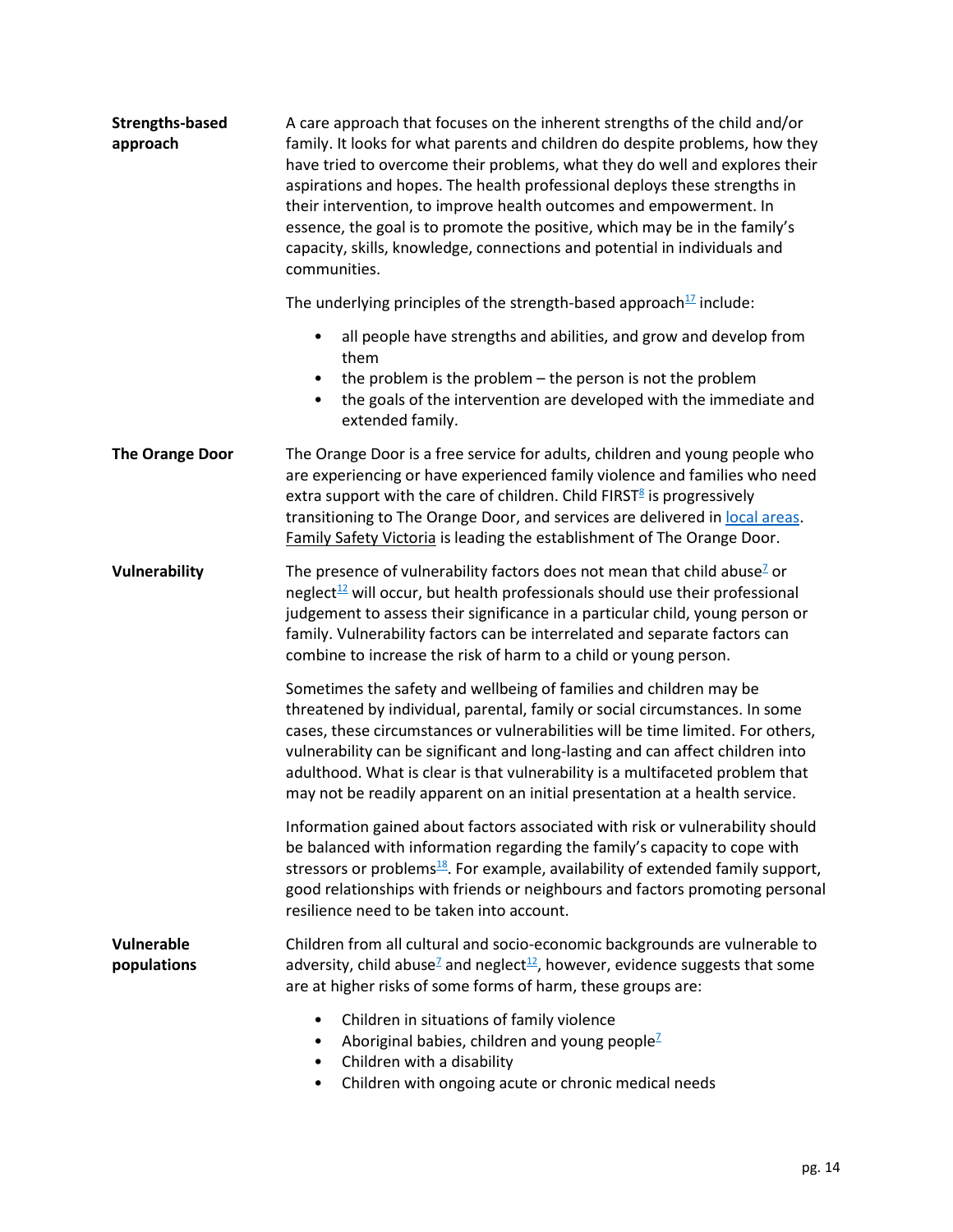**Strengths-based approach**

A care approach that focuses on the inherent strengths of the child and/or family. It looks for what parents and children do despite problems, how they have tried to overcome their problems, what they do well and explores their aspirations and hopes. The health professional deploys these strengths in their intervention, to improve health outcomes and empowerment. In essence, the goal is to promote the positive, which may be in the family's capacity, skills, knowledge, connections and potential in individuals and communities.

The underlying principles of the strength-based approach[17] include:

- all people have strengths and abilities, and grow and develop from them
- the problem is the problem – the person is not the problem
- the goals of the intervention are developed with the immediate and extended family.

**The Orange Door**

The Orange Door is a free service for adults, children and young people who are experiencing or have experienced family violence and families who need extra support with the care of children. Child FIRST[8] is progressively transitioning to The Orange Door, and services are delivered in local areas. Family Safety Victoria is leading the establishment of The Orange Door.

**Vulnerability**

The presence of vulnerability factors does not mean that child abuse[7] or neglect[12] will occur, but health professionals should use their professional judgement to assess their significance in a particular child, young person or family. Vulnerability factors can be interrelated and separate factors can combine to increase the risk of harm to a child or young person.

Sometimes the safety and wellbeing of families and children may be threatened by individual, parental, family or social circumstances. In some cases, these circumstances or vulnerabilities will be time limited. For others, vulnerability can be significant and long-lasting and can affect children into adulthood. What is clear is that vulnerability is a multifaceted problem that may not be readily apparent on an initial presentation at a health service.

Information gained about factors associated with risk or vulnerability should be balanced with information regarding the family's capacity to cope with stressors or problems[18]. For example, availability of extended family support, good relationships with friends or neighbours and factors promoting personal resilience need to be taken into account.

**Vulnerable populations**

Children from all cultural and socio-economic backgrounds are vulnerable to adversity, child abuse[7] and neglect[12], however, evidence suggests that some are at higher risks of some forms of harm, these groups are:

- Children in situations of family violence
- Aboriginal babies, children and young people[7]
- Children with a disability
- Children with ongoing acute or chronic medical needs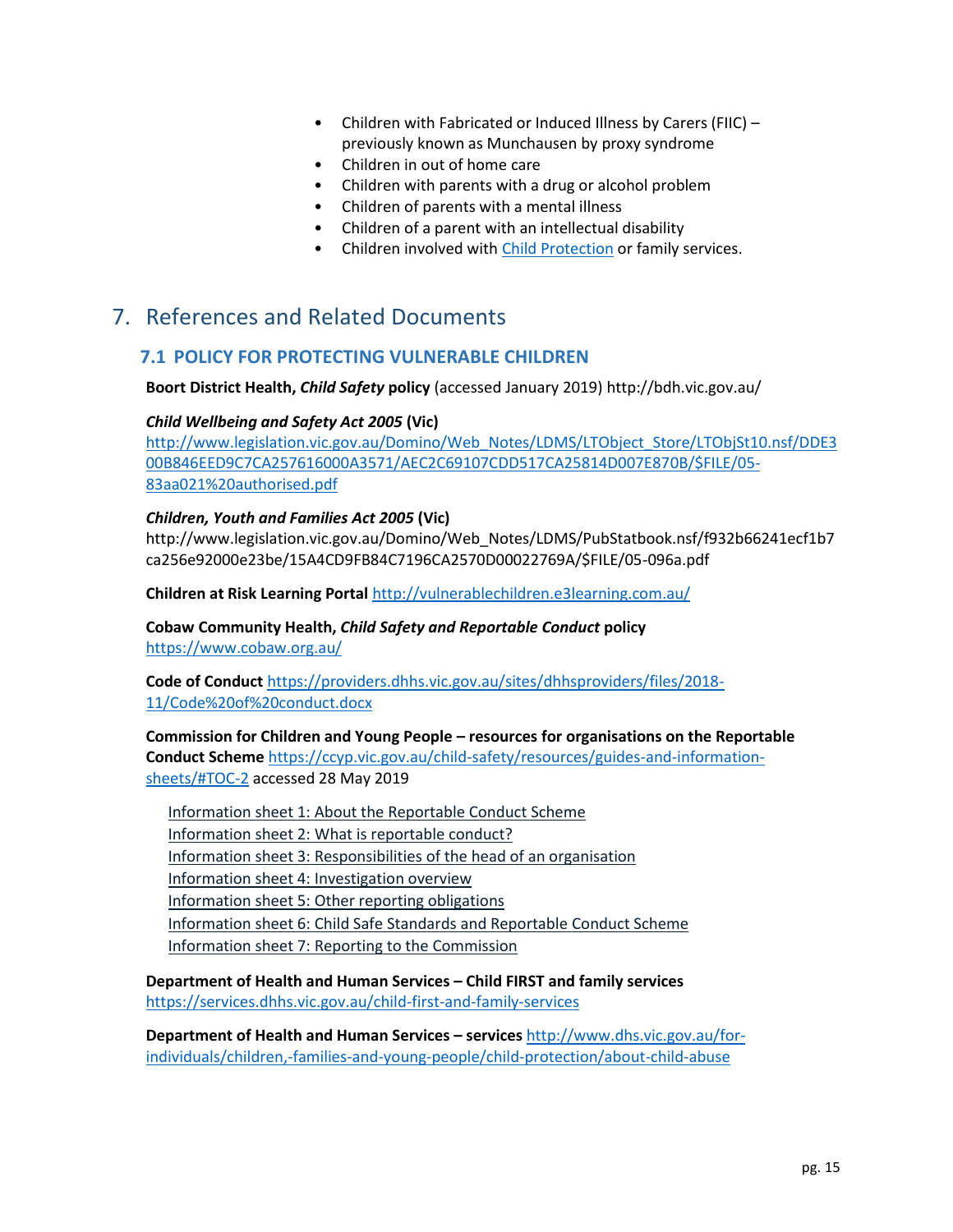- Children with Fabricated or Induced Illness by Carers (FIIC) – previously known as Munchausen by proxy syndrome
- Children in out of home care
- Children with parents with a drug or alcohol problem
- Children of parents with a mental illness
- Children of a parent with an intellectual disability
- Children involved with Child Protection or family services.

# 7. References and Related Documents

## 7.1 POLICY FOR PROTECTING VULNERABLE CHILDREN

**Boort District Health, *Child Safety* policy** (accessed January 2019) http://bdh.vic.gov.au/

***Child Wellbeing and Safety Act 2005* (Vic)**
http://www.legislation.vic.gov.au/Domino/Web_Notes/LDMS/LTObject_Store/LTObjSt10.nsf/DDE300B846EED9C7CA257616000A3571/AEC2C69107CDD517CA25814D007E870B/$FILE/05-83aa021%20authorised.pdf

***Children, Youth and Families Act 2005* (Vic)**
http://www.legislation.vic.gov.au/Domino/Web_Notes/LDMS/PubStatbook.nsf/f932b66241ecf1b7ca256e92000e23be/15A4CD9FB84C7196CA2570D00022769A/$FILE/05-096a.pdf

**Children at Risk Learning Portal** http://vulnerablechildren.e3learning.com.au/

**Cobaw Community Health, *Child Safety and Reportable Conduct* policy**
https://www.cobaw.org.au/

**Code of Conduct** https://providers.dhhs.vic.gov.au/sites/dhhsproviders/files/2018-11/Code%20of%20conduct.docx

**Commission for Children and Young People – resources for organisations on the Reportable Conduct Scheme** https://ccyp.vic.gov.au/child-safety/resources/guides-and-information-sheets/#TOC-2 accessed 28 May 2019

Information sheet 1: About the Reportable Conduct Scheme
Information sheet 2: What is reportable conduct?
Information sheet 3: Responsibilities of the head of an organisation
Information sheet 4: Investigation overview
Information sheet 5: Other reporting obligations
Information sheet 6: Child Safe Standards and Reportable Conduct Scheme
Information sheet 7: Reporting to the Commission

**Department of Health and Human Services – Child FIRST and family services**
https://services.dhhs.vic.gov.au/child-first-and-family-services

**Department of Health and Human Services – services** http://www.dhs.vic.gov.au/for-individuals/children,-families-and-young-people/child-protection/about-child-abuse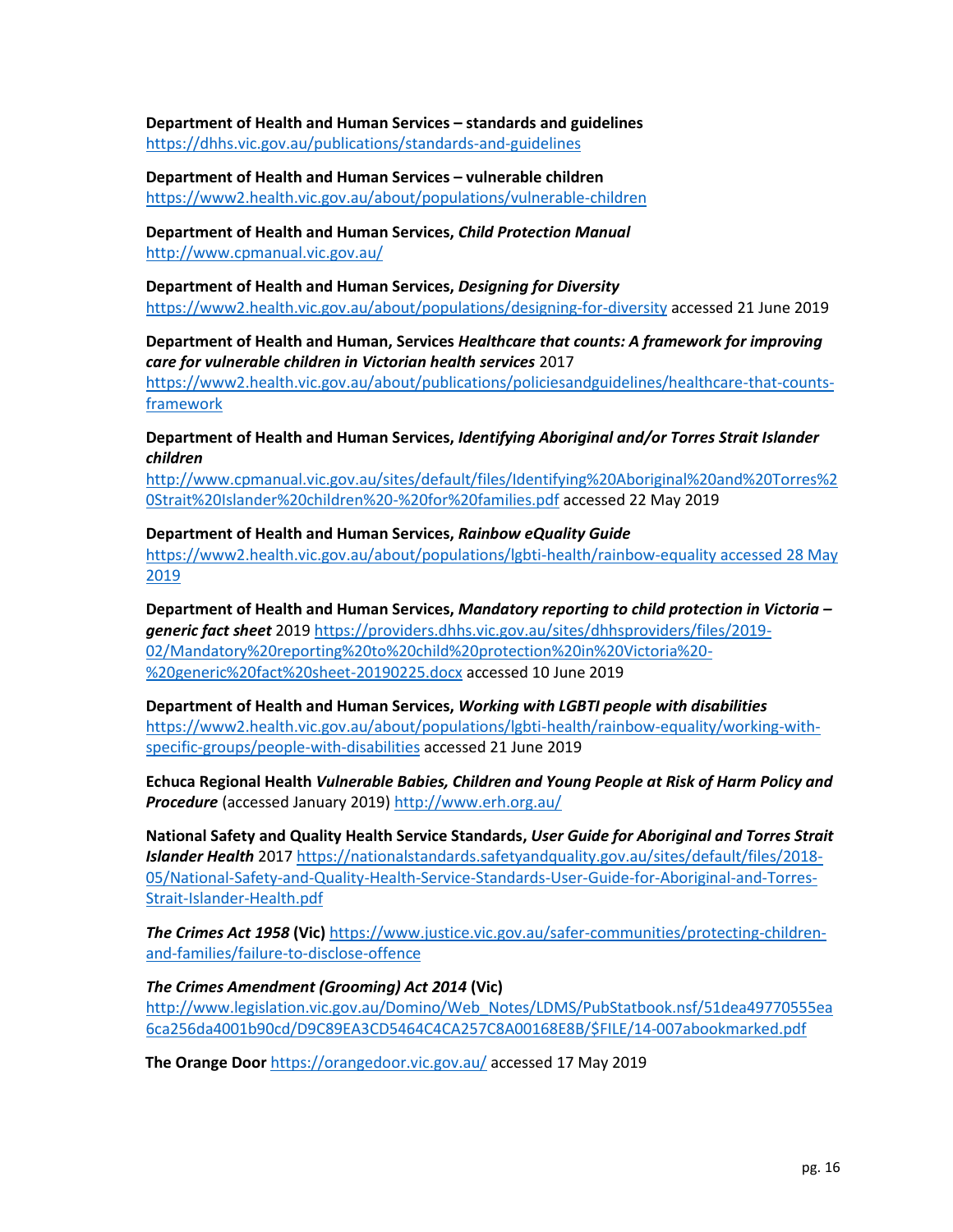**Department of Health and Human Services – standards and guidelines**
https://dhhs.vic.gov.au/publications/standards-and-guidelines

**Department of Health and Human Services – vulnerable children**
https://www2.health.vic.gov.au/about/populations/vulnerable-children

**Department of Health and Human Services, *Child Protection Manual***
http://www.cpmanual.vic.gov.au/

**Department of Health and Human Services, *Designing for Diversity***
https://www2.health.vic.gov.au/about/populations/designing-for-diversity accessed 21 June 2019

**Department of Health and Human, Services *Healthcare that counts: A framework for improving care for vulnerable children in Victorian health services*** 2017
https://www2.health.vic.gov.au/about/publications/policiesandguidelines/healthcare-that-counts-framework

**Department of Health and Human Services, *Identifying Aboriginal and/or Torres Strait Islander children***
http://www.cpmanual.vic.gov.au/sites/default/files/Identifying%20Aboriginal%20and%20Torres%20Strait%20Islander%20children%20-%20for%20families.pdf accessed 22 May 2019

**Department of Health and Human Services, *Rainbow eQuality Guide***
https://www2.health.vic.gov.au/about/populations/lgbti-health/rainbow-equality accessed 28 May 2019

**Department of Health and Human Services, *Mandatory reporting to child protection in Victoria – generic fact sheet*** 2019 https://providers.dhhs.vic.gov.au/sites/dhhsproviders/files/2019-02/Mandatory%20reporting%20to%20child%20protection%20in%20Victoria%20-%20generic%20fact%20sheet-20190225.docx accessed 10 June 2019

**Department of Health and Human Services, *Working with LGBTI people with disabilities***
https://www2.health.vic.gov.au/about/populations/lgbti-health/rainbow-equality/working-with-specific-groups/people-with-disabilities accessed 21 June 2019

**Echuca Regional Health *Vulnerable Babies, Children and Young People at Risk of Harm Policy and Procedure*** (accessed January 2019) http://www.erh.org.au/

**National Safety and Quality Health Service Standards, *User Guide for Aboriginal and Torres Strait Islander Health*** 2017 https://nationalstandards.safetyandquality.gov.au/sites/default/files/2018-05/National-Safety-and-Quality-Health-Service-Standards-User-Guide-for-Aboriginal-and-Torres-Strait-Islander-Health.pdf

***The Crimes Act 1958* (Vic)** https://www.justice.vic.gov.au/safer-communities/protecting-children-and-families/failure-to-disclose-offence

***The Crimes Amendment (Grooming) Act 2014* (Vic)**
http://www.legislation.vic.gov.au/Domino/Web_Notes/LDMS/PubStatbook.nsf/51dea49770555ea6ca256da4001b90cd/D9C89EA3CD5464C4CA257C8A00168E8B/$FILE/14-007abookmarked.pdf

**The Orange Door** https://orangedoor.vic.gov.au/ accessed 17 May 2019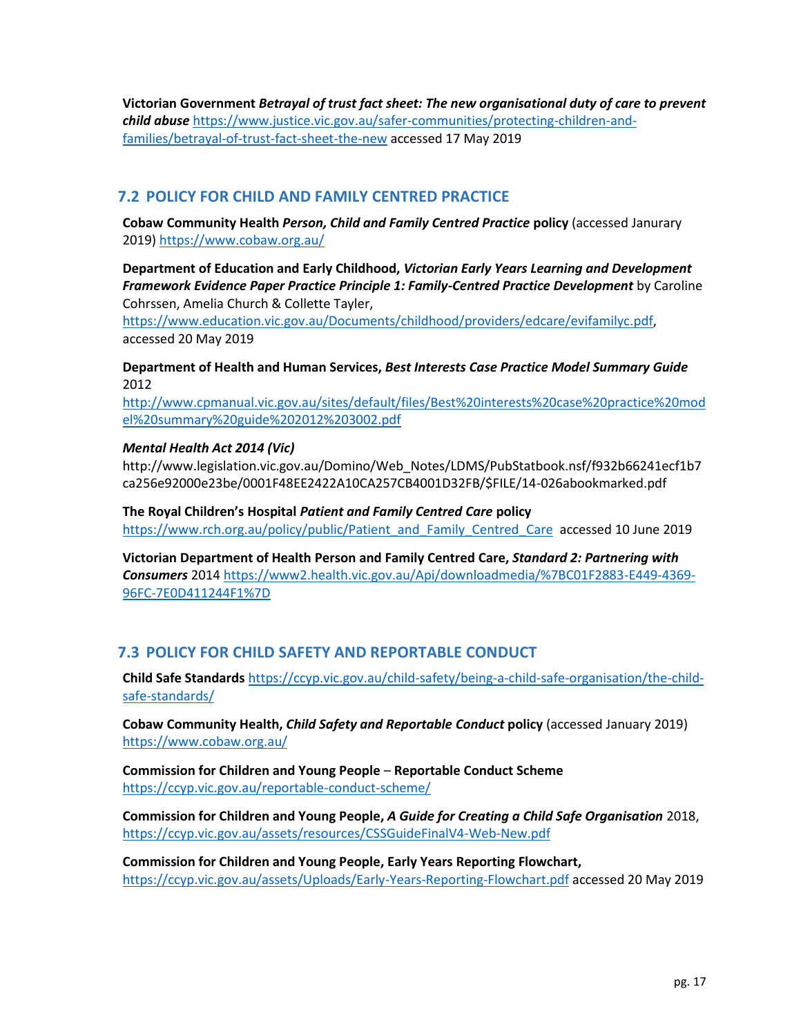**Victorian Government** ***Betrayal of trust fact sheet: The new organisational duty of care to prevent child abuse*** https://www.justice.vic.gov.au/safer-communities/protecting-children-and-families/betrayal-of-trust-fact-sheet-the-new accessed 17 May 2019

## 7.2 POLICY FOR CHILD AND FAMILY CENTRED PRACTICE

**Cobaw Community Health** ***Person, Child and Family Centred Practice*** **policy** (accessed Janurary 2019) https://www.cobaw.org.au/

**Department of Education and Early Childhood,** ***Victorian Early Years Learning and Development Framework Evidence Paper Practice Principle 1: Family-Centred Practice Development*** by Caroline Cohrssen, Amelia Church & Collette Tayler, https://www.education.vic.gov.au/Documents/childhood/providers/edcare/evifamilyc.pdf, accessed 20 May 2019

**Department of Health and Human Services,** ***Best Interests Case Practice Model Summary Guide*** 2012 http://www.cpmanual.vic.gov.au/sites/default/files/Best%20interests%20case%20practice%20model%20summary%20guide%202012%203002.pdf

***Mental Health Act 2014 (Vic)***
http://www.legislation.vic.gov.au/Domino/Web_Notes/LDMS/PubStatbook.nsf/f932b66241ecf1b7ca256e92000e23be/0001F48EE2422A10CA257CB4001D32FB/$FILE/14-026abookmarked.pdf

**The Royal Children's Hospital** ***Patient and Family Centred Care*** **policy**
https://www.rch.org.au/policy/public/Patient_and_Family_Centred_Care accessed 10 June 2019

**Victorian Department of Health Person and Family Centred Care,** ***Standard 2: Partnering with Consumers*** 2014 https://www2.health.vic.gov.au/Api/downloadmedia/%7BC01F2883-E449-4369-96FC-7E0D411244F1%7D

## 7.3 POLICY FOR CHILD SAFETY AND REPORTABLE CONDUCT

**Child Safe Standards** https://ccyp.vic.gov.au/child-safety/being-a-child-safe-organisation/the-child-safe-standards/

**Cobaw Community Health,** ***Child Safety and Reportable Conduct*** **policy** (accessed January 2019) https://www.cobaw.org.au/

**Commission for Children and Young People – Reportable Conduct Scheme**
https://ccyp.vic.gov.au/reportable-conduct-scheme/

**Commission for Children and Young People,** ***A Guide for Creating a Child Safe Organisation*** 2018, https://ccyp.vic.gov.au/assets/resources/CSSGuideFinalV4-Web-New.pdf

**Commission for Children and Young People, Early Years Reporting Flowchart,**
https://ccyp.vic.gov.au/assets/Uploads/Early-Years-Reporting-Flowchart.pdf accessed 20 May 2019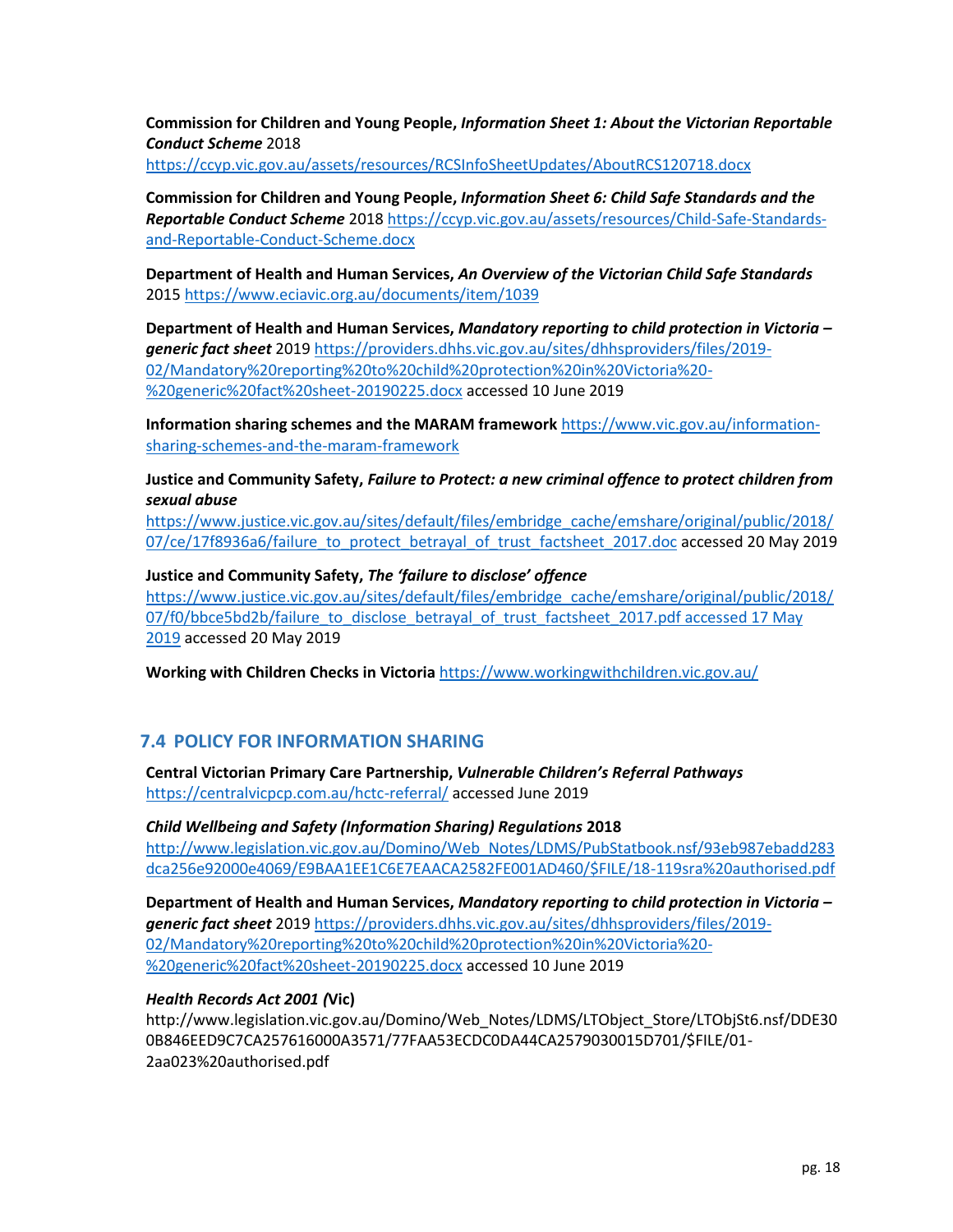**Commission for Children and Young People, *Information Sheet 1: About the Victorian Reportable Conduct Scheme*** 2018
https://ccyp.vic.gov.au/assets/resources/RCSInfoSheetUpdates/AboutRCS120718.docx

**Commission for Children and Young People, *Information Sheet 6: Child Safe Standards and the Reportable Conduct Scheme*** 2018 https://ccyp.vic.gov.au/assets/resources/Child-Safe-Standards-and-Reportable-Conduct-Scheme.docx

**Department of Health and Human Services, *An Overview of the Victorian Child Safe Standards*** 2015 https://www.eciavic.org.au/documents/item/1039

**Department of Health and Human Services, *Mandatory reporting to child protection in Victoria – generic fact sheet*** 2019 https://providers.dhhs.vic.gov.au/sites/dhhsproviders/files/2019-02/Mandatory%20reporting%20to%20child%20protection%20in%20Victoria%20-%20generic%20fact%20sheet-20190225.docx accessed 10 June 2019

**Information sharing schemes and the MARAM framework** https://www.vic.gov.au/information-sharing-schemes-and-the-maram-framework

**Justice and Community Safety, *Failure to Protect: a new criminal offence to protect children from sexual abuse***
https://www.justice.vic.gov.au/sites/default/files/embridge_cache/emshare/original/public/2018/07/ce/17f8936a6/failure_to_protect_betrayal_of_trust_factsheet_2017.doc accessed 20 May 2019

**Justice and Community Safety, *The 'failure to disclose' offence***
https://www.justice.vic.gov.au/sites/default/files/embridge_cache/emshare/original/public/2018/07/f0/bbce5bd2b/failure_to_disclose_betrayal_of_trust_factsheet_2017.pdf accessed 17 May 2019 accessed 20 May 2019

**Working with Children Checks in Victoria** https://www.workingwithchildren.vic.gov.au/

## 7.4 POLICY FOR INFORMATION SHARING

**Central Victorian Primary Care Partnership, *Vulnerable Children's Referral Pathways***
https://centralvicpcp.com.au/hctc-referral/ accessed June 2019

***Child Wellbeing and Safety (Information Sharing) Regulations* 2018**
http://www.legislation.vic.gov.au/Domino/Web_Notes/LDMS/PubStatbook.nsf/93eb987ebadd283dca256e92000e4069/E9BAA1EE1C6E7EAACA2582FE001AD460/$FILE/18-119sra%20authorised.pdf

**Department of Health and Human Services, *Mandatory reporting to child protection in Victoria – generic fact sheet*** 2019 https://providers.dhhs.vic.gov.au/sites/dhhsproviders/files/2019-02/Mandatory%20reporting%20to%20child%20protection%20in%20Victoria%20-%20generic%20fact%20sheet-20190225.docx accessed 10 June 2019

***Health Records Act 2001 (*Vic)**
http://www.legislation.vic.gov.au/Domino/Web_Notes/LDMS/LTObject_Store/LTObjSt6.nsf/DDE300B846EED9C7CA257616000A3571/77FAA53ECDC0DA44CA2579030015D701/$FILE/01-2aa023%20authorised.pdf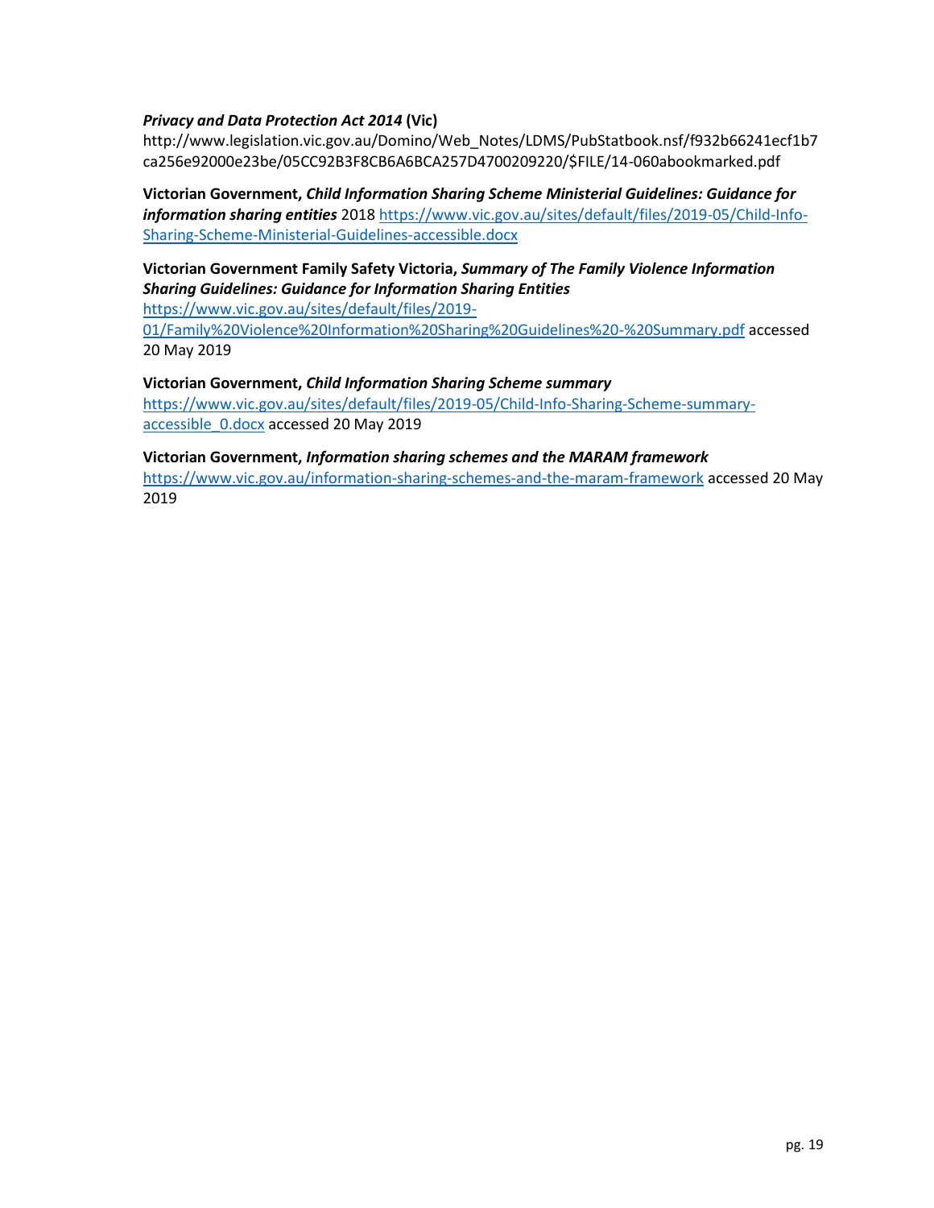***Privacy and Data Protection Act 2014* (Vic)**
http://www.legislation.vic.gov.au/Domino/Web_Notes/LDMS/PubStatbook.nsf/f932b66241ecf1b7ca256e92000e23be/05CC92B3F8CB6A6BCA257D4700209220/$FILE/14-060abookmarked.pdf

**Victorian Government, *Child Information Sharing Scheme Ministerial Guidelines: Guidance for information sharing entities*** 2018 https://www.vic.gov.au/sites/default/files/2019-05/Child-Info-Sharing-Scheme-Ministerial-Guidelines-accessible.docx

**Victorian Government Family Safety Victoria, *Summary of The Family Violence Information Sharing Guidelines: Guidance for Information Sharing Entities***
https://www.vic.gov.au/sites/default/files/2019-01/Family%20Violence%20Information%20Sharing%20Guidelines%20-%20Summary.pdf accessed 20 May 2019

**Victorian Government, *Child Information Sharing Scheme summary***
https://www.vic.gov.au/sites/default/files/2019-05/Child-Info-Sharing-Scheme-summary-accessible_0.docx accessed 20 May 2019

**Victorian Government, *Information sharing schemes and the MARAM framework***
https://www.vic.gov.au/information-sharing-schemes-and-the-maram-framework accessed 20 May 2019